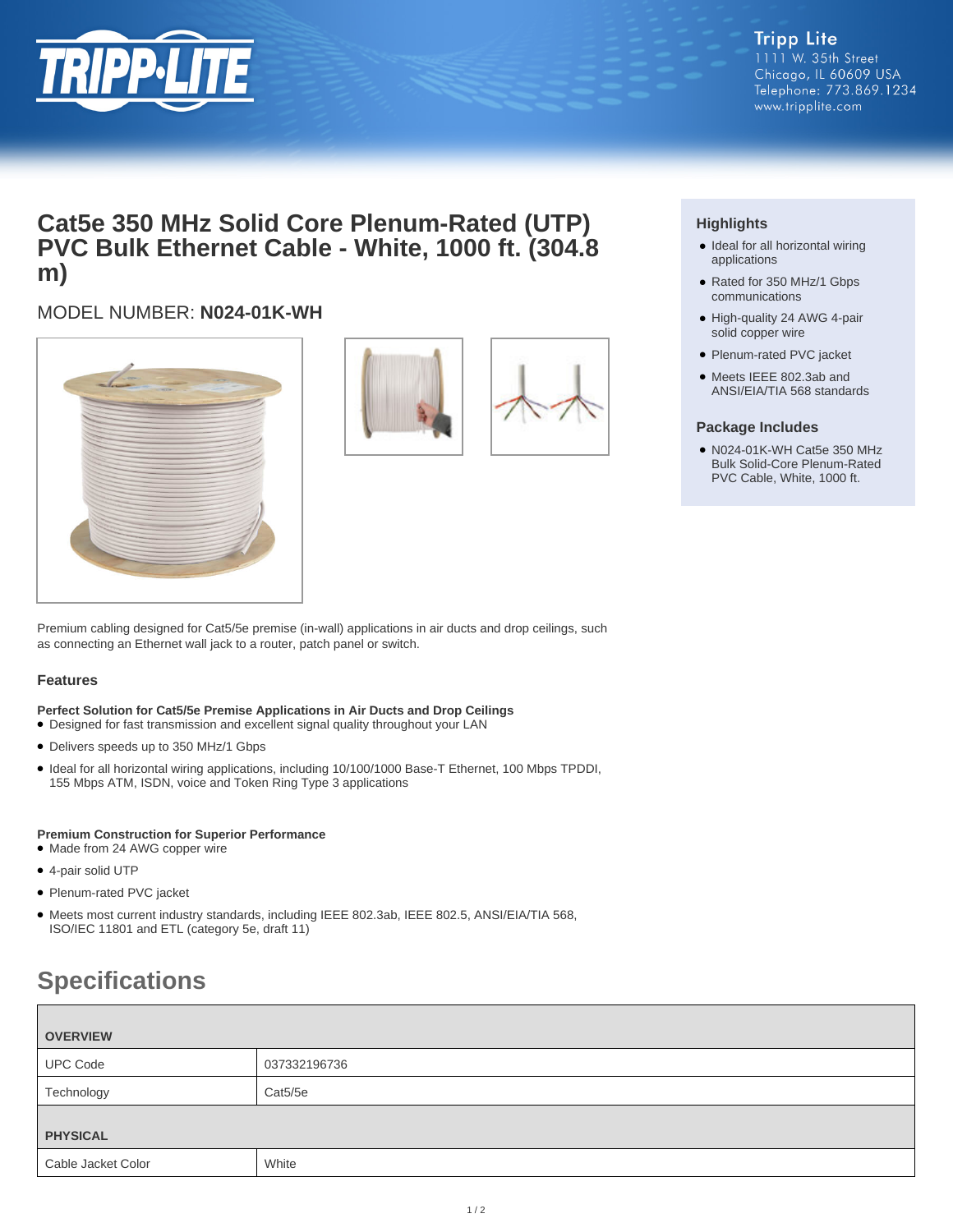Tripp Lite
1111 W. 35th Street
Chicago, IL 60609 USA
Telephone: 773.869.1234
www.tripplite.com

# Cat5e 350 MHz Solid Core Plenum-Rated (UTP) PVC Bulk Ethernet Cable - White, 1000 ft. (304.8 m)

MODEL NUMBER: **N024-01K-WH**

Premium cabling designed for Cat5/5e premise (in-wall) applications in air ducts and drop ceilings, such as connecting an Ethernet wall jack to a router, patch panel or switch.

### Highlights

- Ideal for all horizontal wiring applications
- Rated for 350 MHz/1 Gbps communications
- High-quality 24 AWG 4-pair solid copper wire
- Plenum-rated PVC jacket
- Meets IEEE 802.3ab and ANSI/EIA/TIA 568 standards

### Package Includes

- N024-01K-WH Cat5e 350 MHz Bulk Solid-Core Plenum-Rated PVC Cable, White, 1000 ft.

### Features

**Perfect Solution for Cat5/5e Premise Applications in Air Ducts and Drop Ceilings**

- Designed for fast transmission and excellent signal quality throughout your LAN
- Delivers speeds up to 350 MHz/1 Gbps
- Ideal for all horizontal wiring applications, including 10/100/1000 Base-T Ethernet, 100 Mbps TPDDI, 155 Mbps ATM, ISDN, voice and Token Ring Type 3 applications

**Premium Construction for Superior Performance**

- Made from 24 AWG copper wire
- 4-pair solid UTP
- Plenum-rated PVC jacket
- Meets most current industry standards, including IEEE 802.3ab, IEEE 802.5, ANSI/EIA/TIA 568, ISO/IEC 11801 and ETL (category 5e, draft 11)

## Specifications

| OVERVIEW | |
|---|---|
| UPC Code | 037332196736 |
| Technology | Cat5/5e |
| **PHYSICAL** | |
| Cable Jacket Color | White |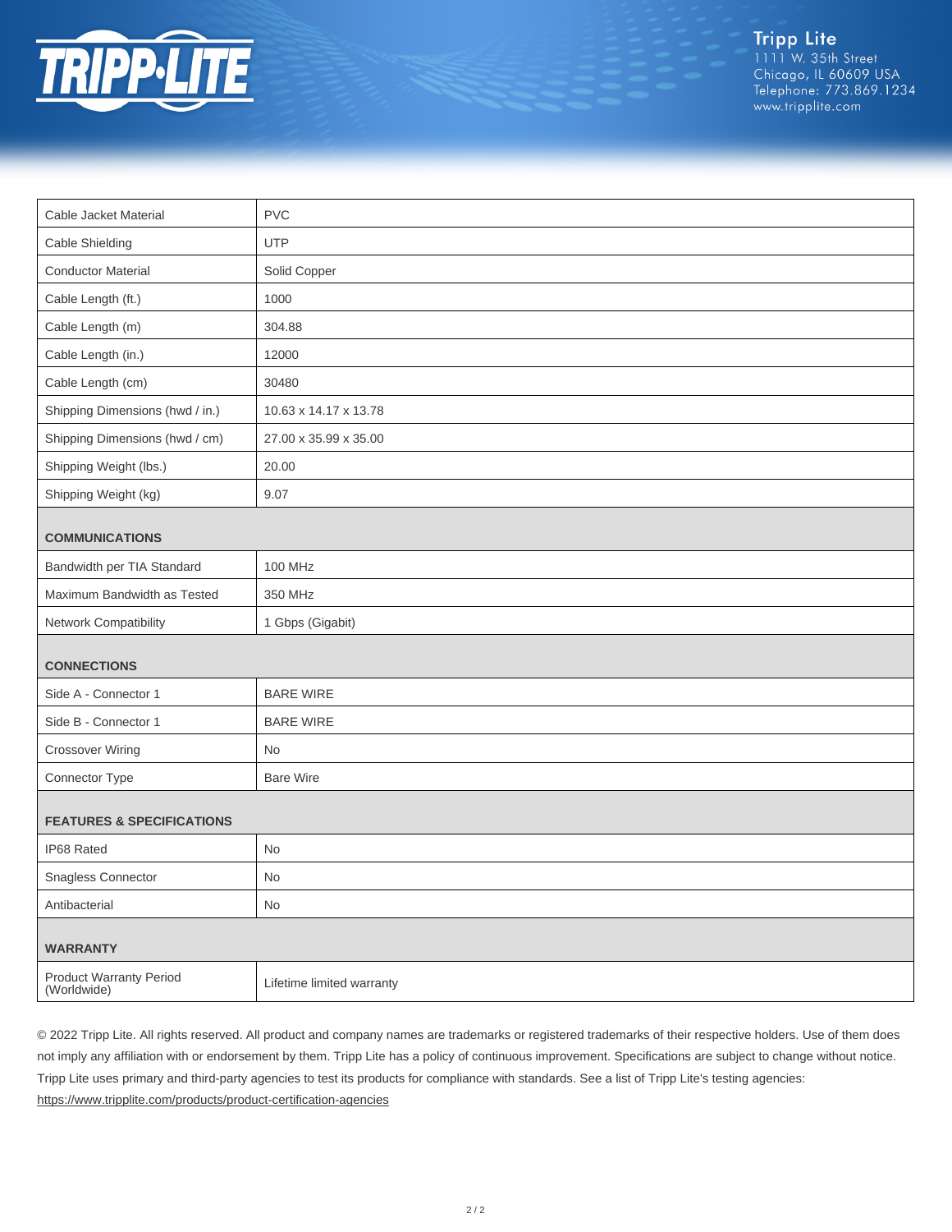Tripp Lite
1111 W. 35th Street
Chicago, IL 60609 USA
Telephone: 773.869.1234
www.tripplite.com

| | |
|---|---|
| Cable Jacket Material | PVC |
| Cable Shielding | UTP |
| Conductor Material | Solid Copper |
| Cable Length (ft.) | 1000 |
| Cable Length (m) | 304.88 |
| Cable Length (in.) | 12000 |
| Cable Length (cm) | 30480 |
| Shipping Dimensions (hwd / in.) | 10.63 x 14.17 x 13.78 |
| Shipping Dimensions (hwd / cm) | 27.00 x 35.99 x 35.00 |
| Shipping Weight (lbs.) | 20.00 |
| Shipping Weight (kg) | 9.07 |
| **COMMUNICATIONS** | |
| Bandwidth per TIA Standard | 100 MHz |
| Maximum Bandwidth as Tested | 350 MHz |
| Network Compatibility | 1 Gbps (Gigabit) |
| **CONNECTIONS** | |
| Side A - Connector 1 | BARE WIRE |
| Side B - Connector 1 | BARE WIRE |
| Crossover Wiring | No |
| Connector Type | Bare Wire |
| **FEATURES & SPECIFICATIONS** | |
| IP68 Rated | No |
| Snagless Connector | No |
| Antibacterial | No |
| **WARRANTY** | |
| Product Warranty Period (Worldwide) | Lifetime limited warranty |

© 2022 Tripp Lite. All rights reserved. All product and company names are trademarks or registered trademarks of their respective holders. Use of them does not imply any affiliation with or endorsement by them. Tripp Lite has a policy of continuous improvement. Specifications are subject to change without notice. Tripp Lite uses primary and third-party agencies to test its products for compliance with standards. See a list of Tripp Lite's testing agencies: https://www.tripplite.com/products/product-certification-agencies